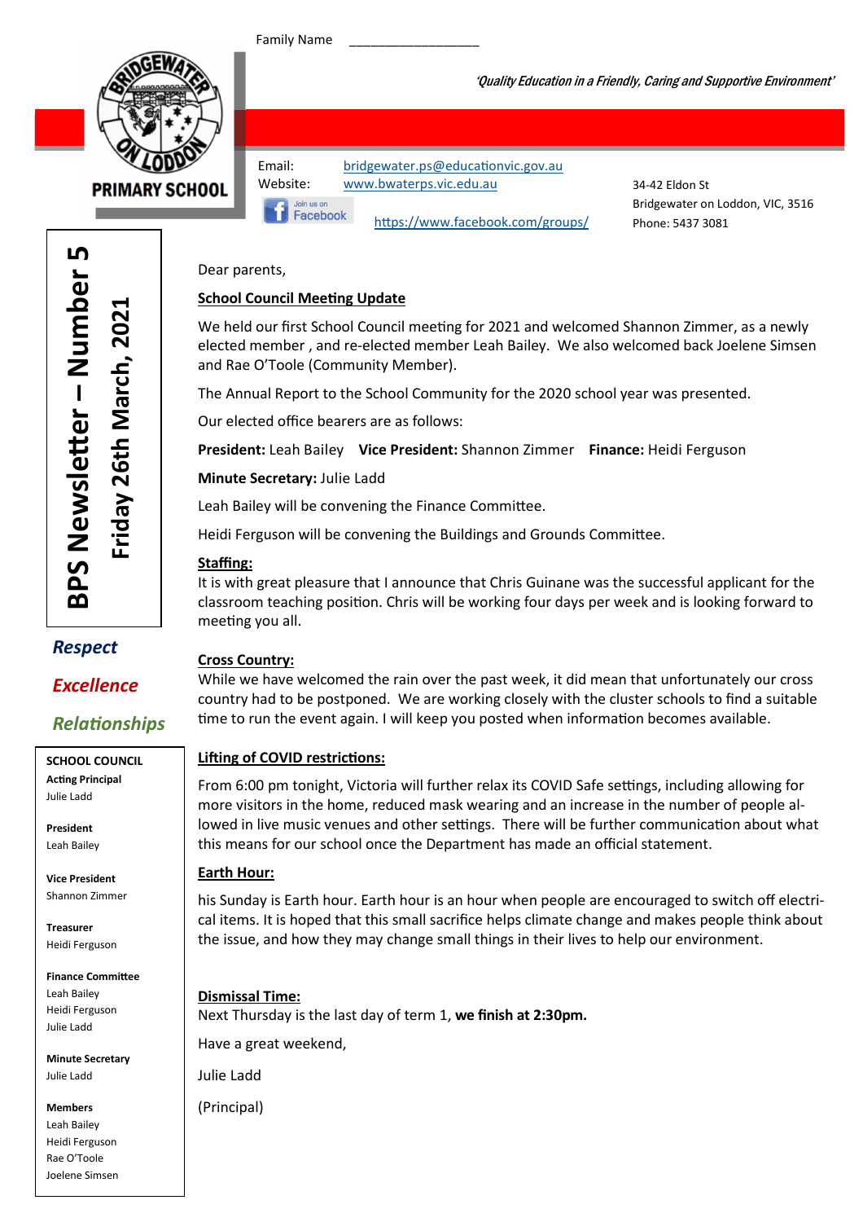Family Name \_\_\_\_\_\_\_\_\_\_\_\_\_\_\_\_\_\_\_

BRIDGEWATER ON LODDON PRIMARY SCHOOL

*'Quality Education in a Friendly, Caring and Supportive Environment'*

Email: bridgewater.ps@educationvic.gov.au
Website: www.bwaterps.vic.edu.au
Join us on Facebook https://www.facebook.com/groups/

34-42 Eldon St
Bridgewater on Loddon, VIC, 3516
Phone: 5437 3081

# BPS Newsletter – Number 5

## Friday 26th March, 2021

***Respect***

***Excellence***

***Relationships***

**SCHOOL COUNCIL**

**Acting Principal**
Julie Ladd

**President**
Leah Bailey

**Vice President**
Shannon Zimmer

**Treasurer**
Heidi Ferguson

**Finance Committee**
Leah Bailey
Heidi Ferguson
Julie Ladd

**Minute Secretary**
Julie Ladd

**Members**
Leah Bailey
Heidi Ferguson
Rae O'Toole
Joelene Simsen

Dear parents,

**School Council Meeting Update**

We held our first School Council meeting for 2021 and welcomed Shannon Zimmer, as a newly elected member , and re-elected member Leah Bailey. We also welcomed back Joelene Simsen and Rae O'Toole (Community Member).

The Annual Report to the School Community for the 2020 school year was presented.

Our elected office bearers are as follows:

**President:** Leah Bailey **Vice President:** Shannon Zimmer **Finance:** Heidi Ferguson

**Minute Secretary:** Julie Ladd

Leah Bailey will be convening the Finance Committee.

Heidi Ferguson will be convening the Buildings and Grounds Committee.

**Staffing:**

It is with great pleasure that I announce that Chris Guinane was the successful applicant for the classroom teaching position. Chris will be working four days per week and is looking forward to meeting you all.

**Cross Country:**

While we have welcomed the rain over the past week, it did mean that unfortunately our cross country had to be postponed. We are working closely with the cluster schools to find a suitable time to run the event again. I will keep you posted when information becomes available.

**Lifting of COVID restrictions:**

From 6:00 pm tonight, Victoria will further relax its COVID Safe settings, including allowing for more visitors in the home, reduced mask wearing and an increase in the number of people allowed in live music venues and other settings. There will be further communication about what this means for our school once the Department has made an official statement.

**Earth Hour:**

his Sunday is Earth hour. Earth hour is an hour when people are encouraged to switch off electrical items. It is hoped that this small sacrifice helps climate change and makes people think about the issue, and how they may change small things in their lives to help our environment.

**Dismissal Time:**

Next Thursday is the last day of term 1, **we finish at 2:30pm.**

Have a great weekend,

Julie Ladd

(Principal)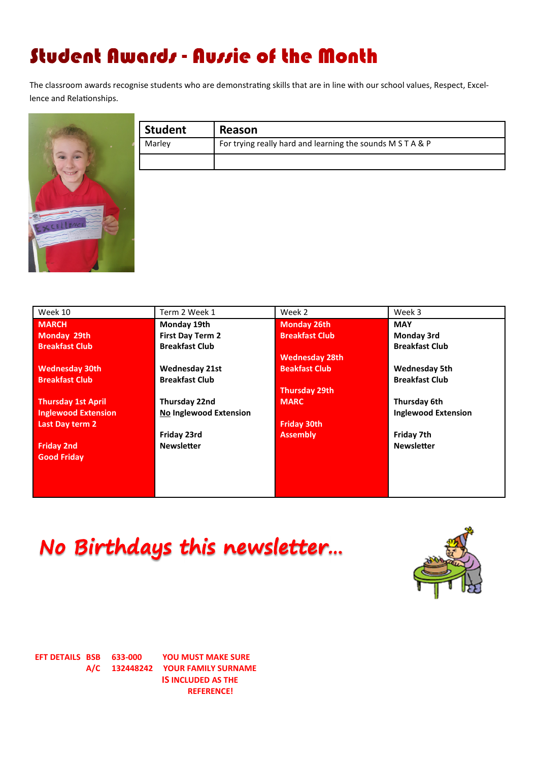# Student Awards - Aussie of the Month

The classroom awards recognise students who are demonstrating skills that are in line with our school values, Respect, Excellence and Relationships.

| Student | Reason |
|---|---|
| Marley | For trying really hard and learning the sounds M S T A & P |
| | |

| Week 10 | Term 2 Week 1 | Week 2 | Week 3 |
|---|---|---|---|
| **MARCH**<br>**Monday 29th**<br>**Breakfast Club**<br><br>**Wednesday 30th**<br>**Breakfast Club**<br><br>**Thursday 1st April**<br>**Inglewood Extension**<br>**Last Day term 2**<br><br>**Friday 2nd**<br>**Good Friday** | **Monday 19th**<br>**First Day Term 2**<br>**Breakfast Club**<br><br>**Wednesday 21st**<br>**Breakfast Club**<br><br>**Thursday 22nd**<br>**No Inglewood Extension**<br><br>**Friday 23rd**<br>**Newsletter** | **Monday 26th**<br>**Breakfast Club**<br><br>**Wednesday 28th**<br>**Beakfast Club**<br><br>**Thursday 29th**<br>**MARC**<br><br>**Friday 30th**<br>**Assembly** | **MAY**<br>**Monday 3rd**<br>**Breakfast Club**<br><br>**Wednesday 5th**<br>**Breakfast Club**<br><br>**Thursday 6th**<br>**Inglewood Extension**<br><br>**Friday 7th**<br>**Newsletter** |

## *No Birthdays this newsletter...*

**EFT DETAILS BSB 633-000 A/C 132448242**

**YOU MUST MAKE SURE YOUR FAMILY SURNAME IS INCLUDED AS THE REFERENCE!**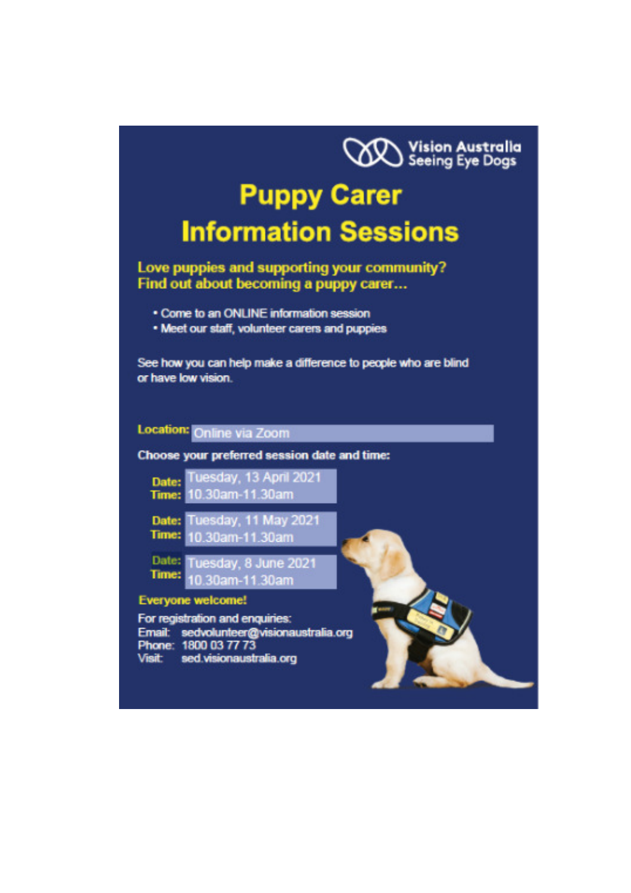Vision Australia Seeing Eye Dogs

# Puppy Carer Information Sessions

**Love puppies and supporting your community? Find out about becoming a puppy carer…**

- Come to an ONLINE information session
- Meet our staff, volunteer carers and puppies

See how you can help make a difference to people who are blind or have low vision.

**Location:** Online via Zoom

**Choose your preferred session date and time:**

**Date:** Tuesday, 13 April 2021
**Time:** 10.30am-11.30am

**Date:** Tuesday, 11 May 2021
**Time:** 10.30am-11.30am

**Date:** Tuesday, 8 June 2021
**Time:** 10.30am-11.30am

**Everyone welcome!**

For registration and enquiries:
Email: sedvolunteer@visionaustralia.org
Phone: 1800 03 77 73
Visit: sed.visionaustralia.org